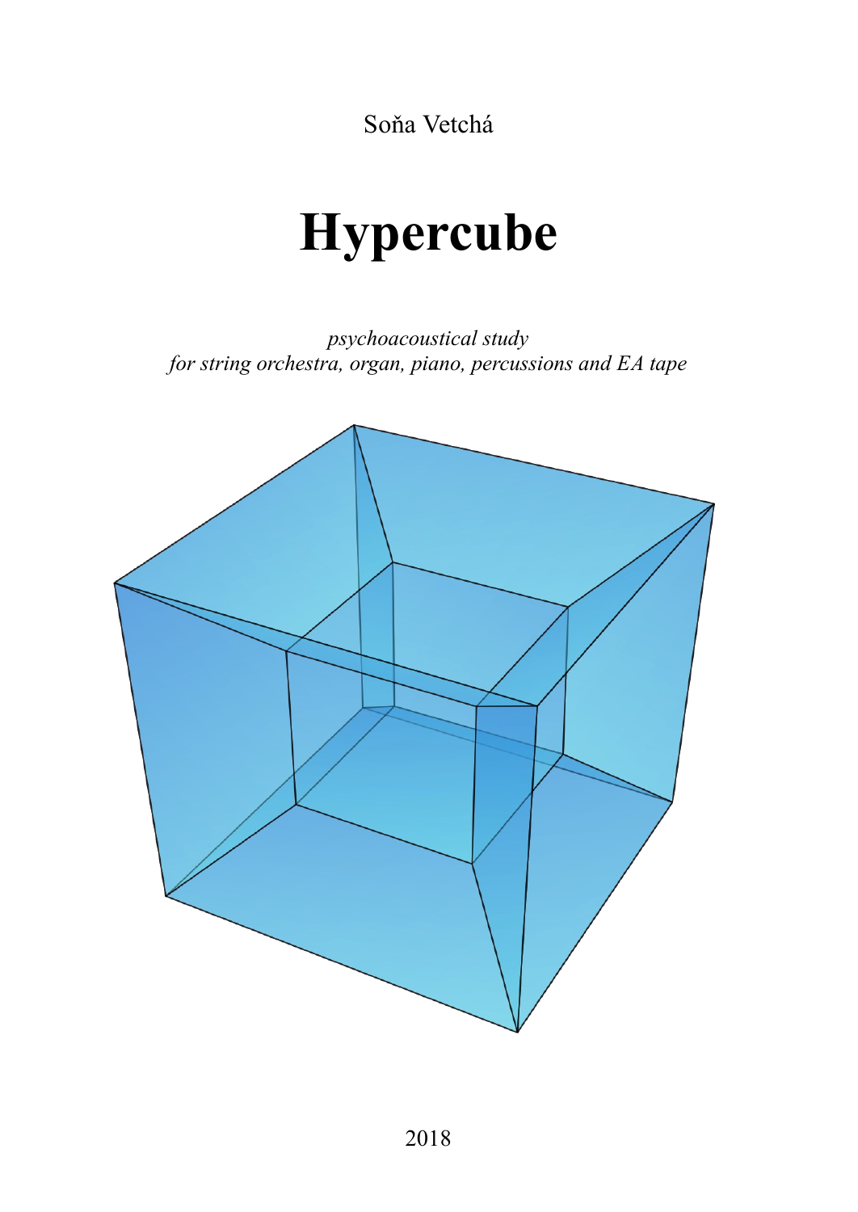Soňa Vetchá

# Hypercube

*psychoacoustical study*
*for string orchestra, organ, piano, percussions and EA tape*

2018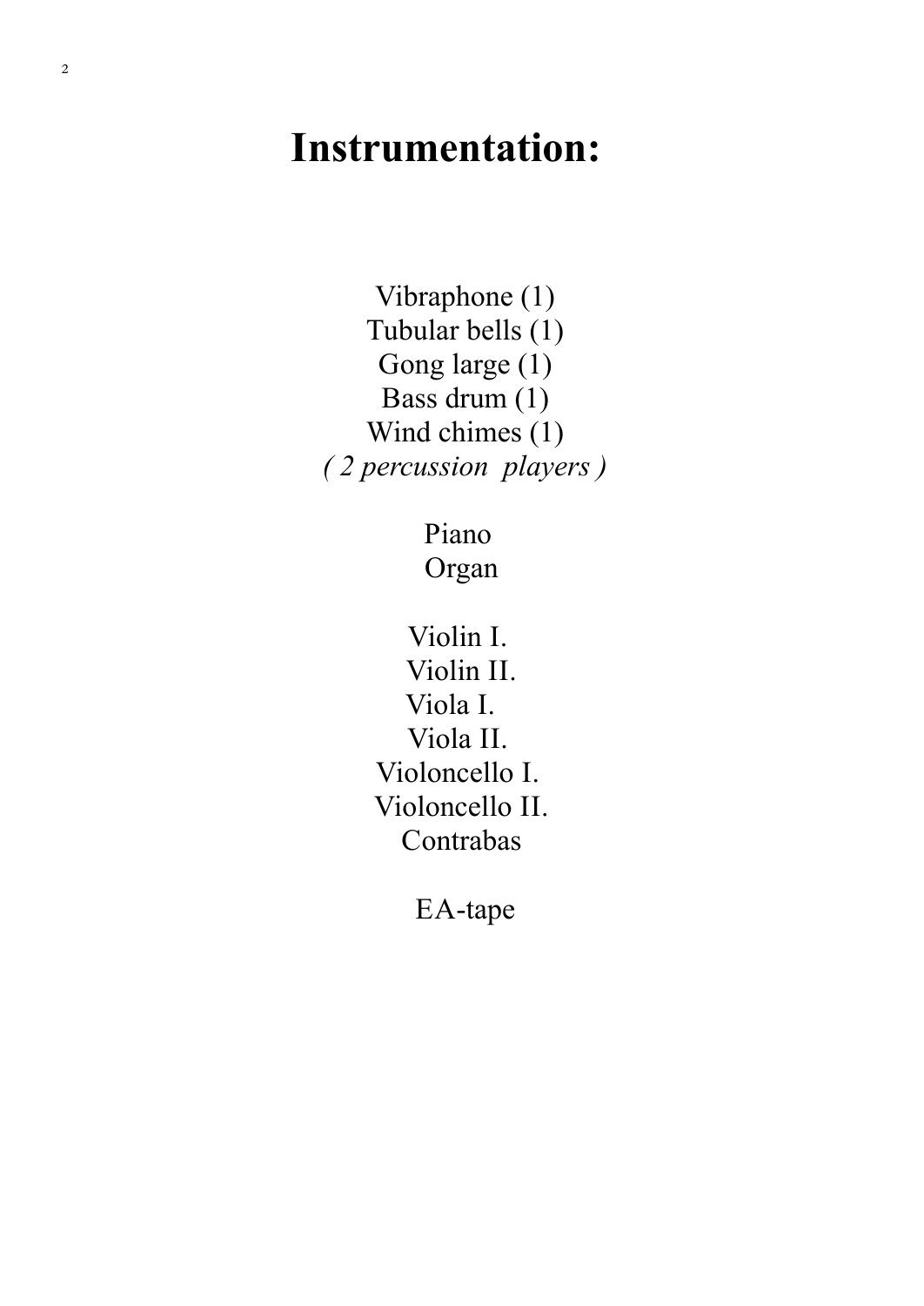# Instrumentation:

Vibraphone (1)
Tubular bells (1)
Gong large (1)
Bass drum (1)
Wind chimes (1)
*( 2 percussion players )*

Piano
Organ

Violin I.
Violin II.
Viola I.
Viola II.
Violoncello I.
Violoncello II.
Contrabas

EA-tape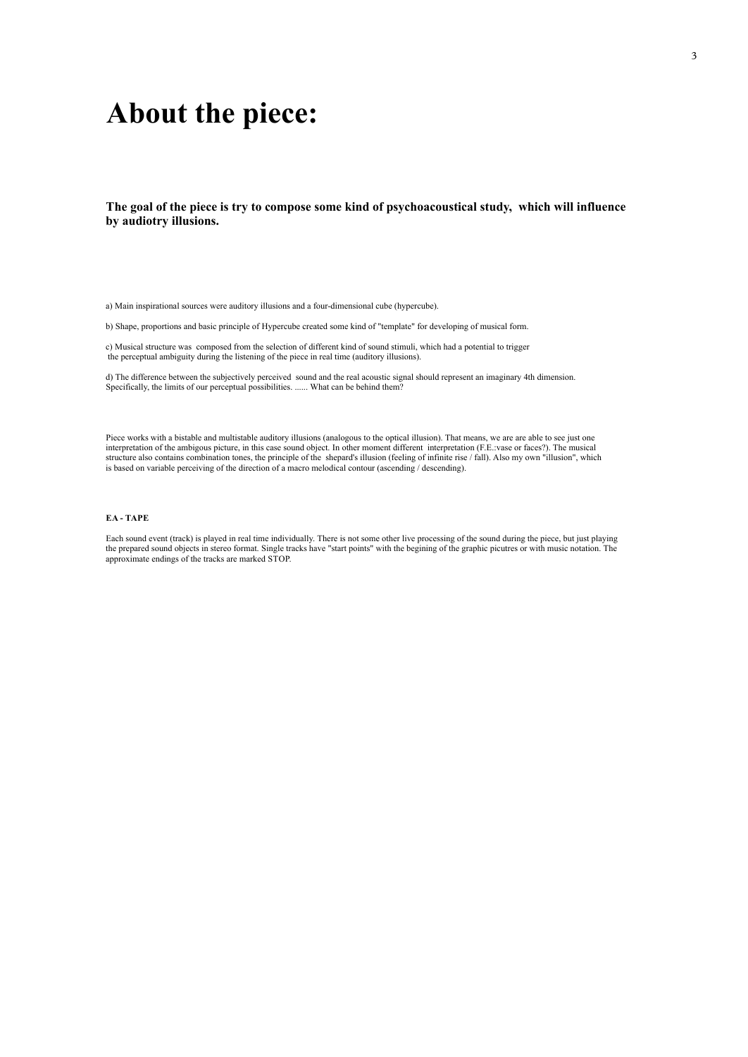# About the piece:

**The goal of the piece is try to compose some kind of psychoacoustical study, which will influence by audiotry illusions.**

a) Main inspirational sources were auditory illusions and a four-dimensional cube (hypercube).

b) Shape, proportions and basic principle of Hypercube created some kind of "template" for developing of musical form.

c) Musical structure was composed from the selection of different kind of sound stimuli, which had a potential to trigger the perceptual ambiguity during the listening of the piece in real time (auditory illusions).

d) The difference between the subjectively perceived sound and the real acoustic signal should represent an imaginary 4th dimension. Specifically, the limits of our perceptual possibilities. ...... What can be behind them?

Piece works with a bistable and multistable auditory illusions (analogous to the optical illusion). That means, we are are able to see just one interpretation of the ambigous picture, in this case sound object. In other moment different interpretation (F.E.:vase or faces?). The musical structure also contains combination tones, the principle of the shepard's illusion (feeling of infinite rise / fall). Also my own "illusion", which is based on variable perceiving of the direction of a macro melodical contour (ascending / descending).

**EA - TAPE**

Each sound event (track) is played in real time individually. There is not some other live processing of the sound during the piece, but just playing the prepared sound objects in stereo format. Single tracks have "start points" with the begining of the graphic picutres or with music notation. The approximate endings of the tracks are marked STOP.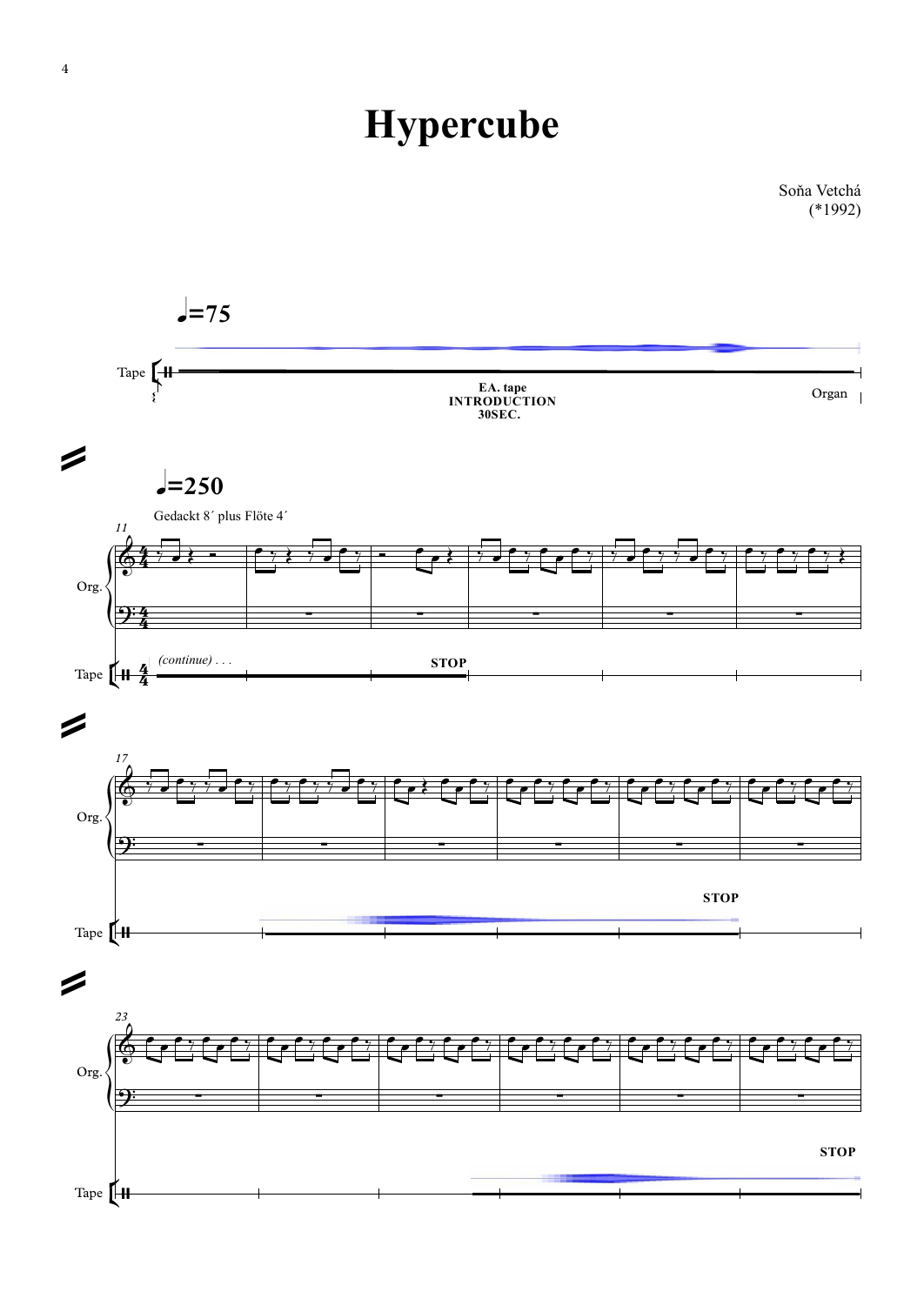# Hypercube

Soňa Vetchá
(*1992)

♩=75

Tape

EA. tape
INTRODUCTION
30SEC.

Organ

♩=250

Gedackt 8´ plus Flöte 4´

11

Org.

Tape

*(continue)* . . .

STOP

17

Org.

Tape

STOP

23

Org.

Tape

STOP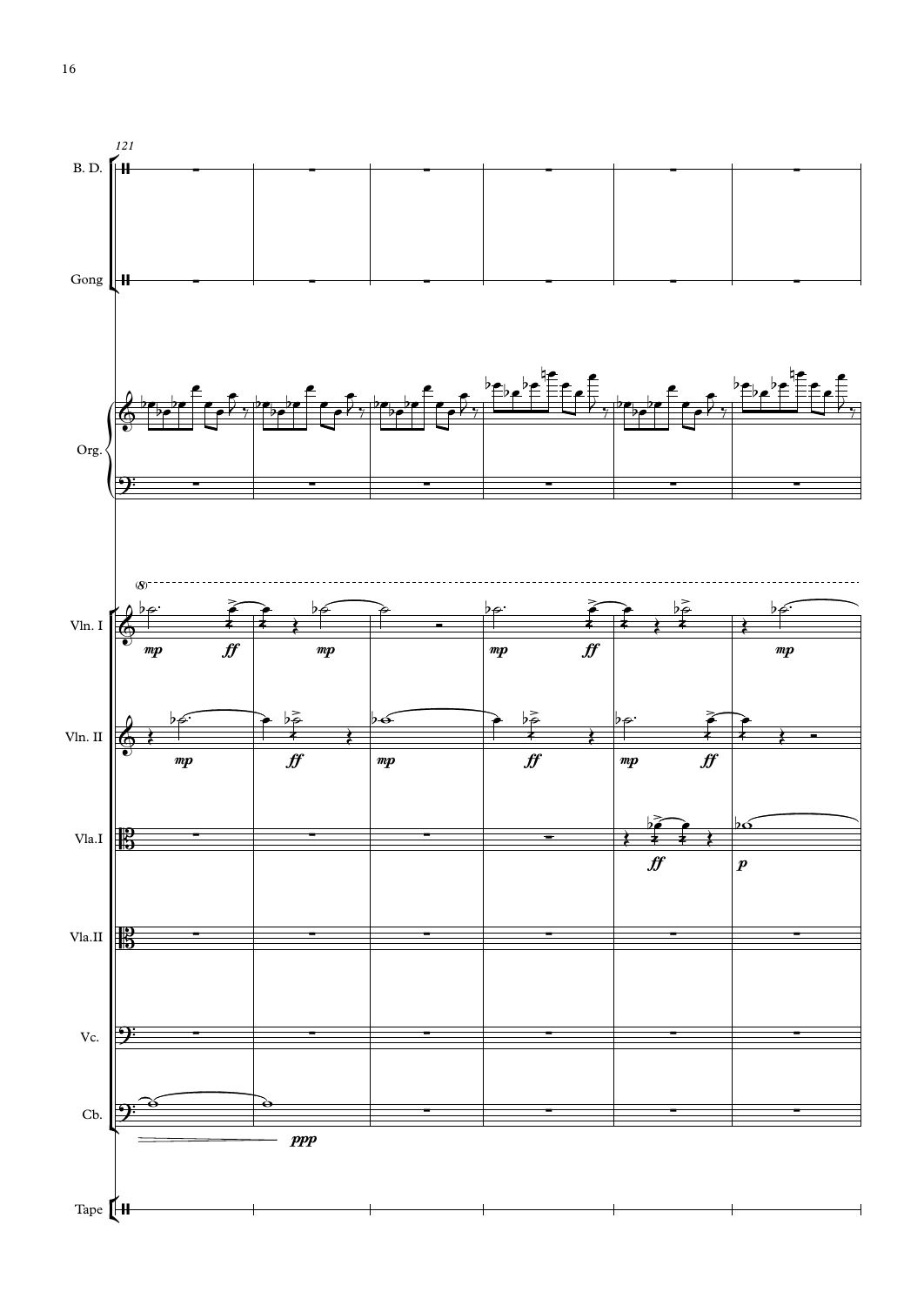121

B. D.

Gong

Org.

Vln. I

Vln. II

Vla.I

Vla.II

Vc.

Cb.

Tape

*mp* *ff* *mp* *mp* *ff* *mp*

*mp* *ff* *mp* *ff* *mp* *ff*

*ff* *p*

*ppp*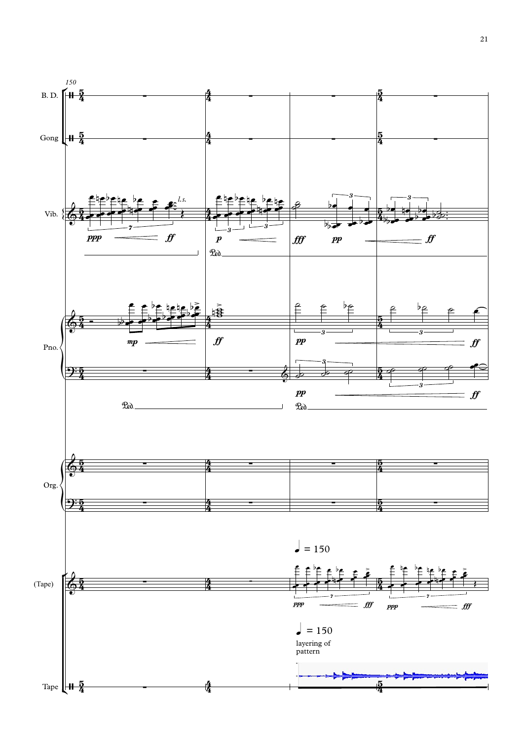150

B. D.

Gong

Vib.

*l.s.*

*ppp* *ff*

*p*

*fff* *pp* *ff*

Ped.

Pno.

*mp*

*ff*

*pp* *ff*

*pp* *ff*

Ped. Ped.

Org.

(Tape)

♩ = 150

*ppp* *fff* *ppp* *fff*

♩ = 150

layering of pattern

Tape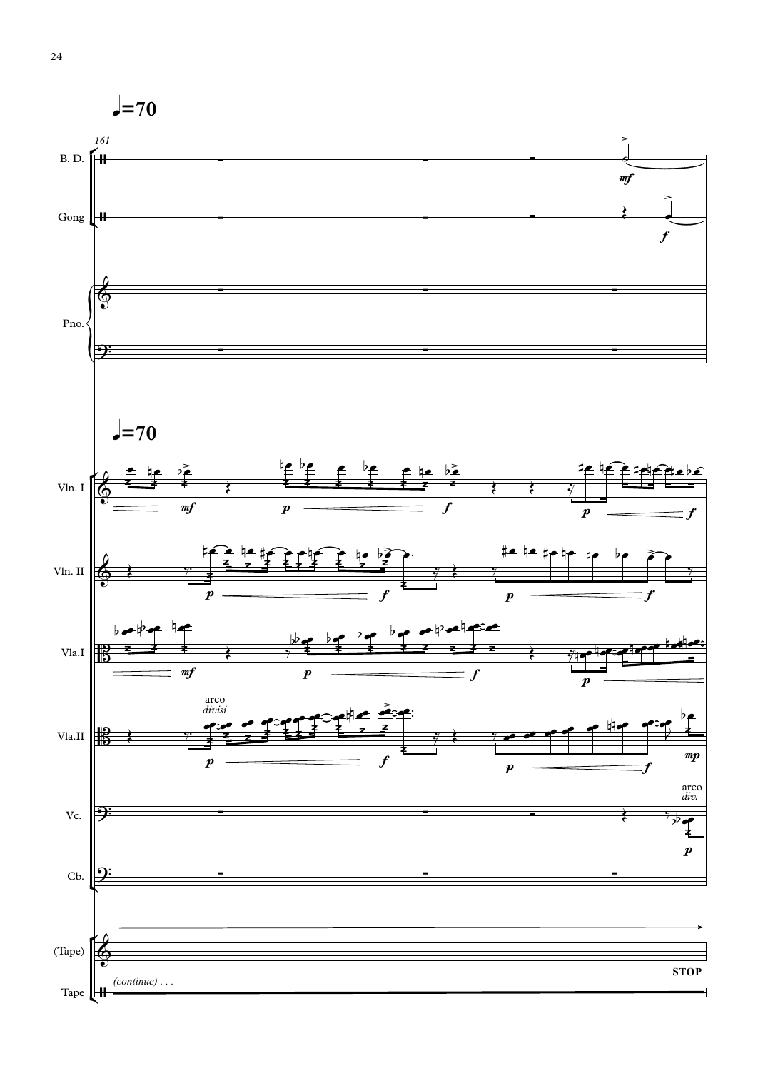♩=70

161

B. D.

Gong

Pno.

♩=70

Vln. I

Vln. II

Vla.I

arco
*divisi*

Vla.II

arco
*div.*

Vc.

Cb.

(Tape)

*(continue) . . .*

**STOP**

Tape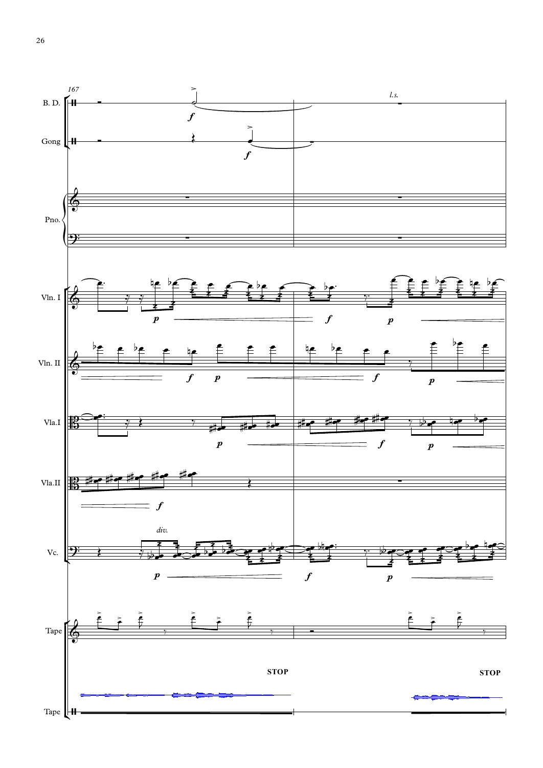167

B. D.

Gong

Pno.

Vln. I

Vln. II

Vla.I

Vla.II

Vc.

Tape

Tape

*l.s.*

*div.*

**STOP**

**STOP**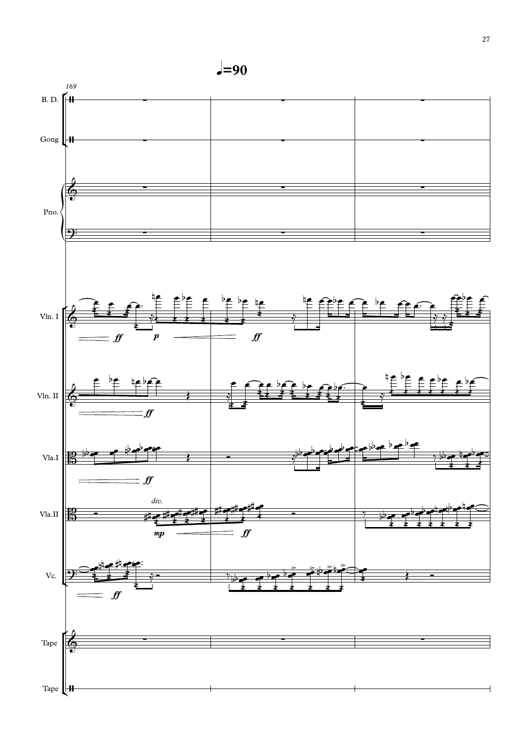♩=90

169

B. D.

Gong

Pno.

Vln. I

*ff* *p* *ff*

Vln. II

*ff*

Vla.I

*ff*

Vla.II

*div.*

*mp* *ff*

Vc.

*ff*

Tape

Tape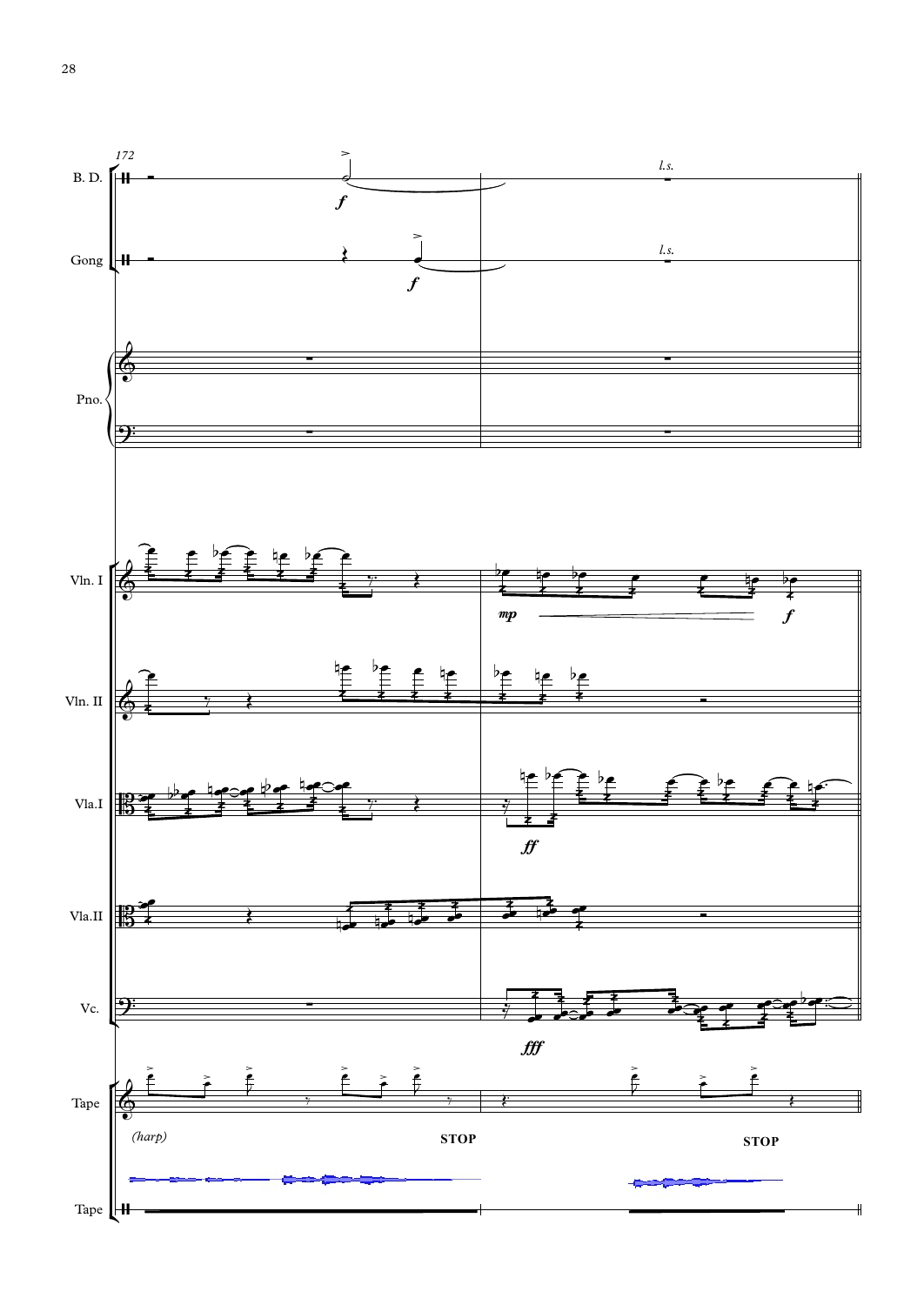172

B. D.

*l.s.*

Gong

*l.s.*

Pno.

Vln. I

*mp* *f*

Vln. II

Vla.I

*ff*

Vla.II

Vc.

*fff*

Tape

*(harp)*

**STOP**

**STOP**

Tape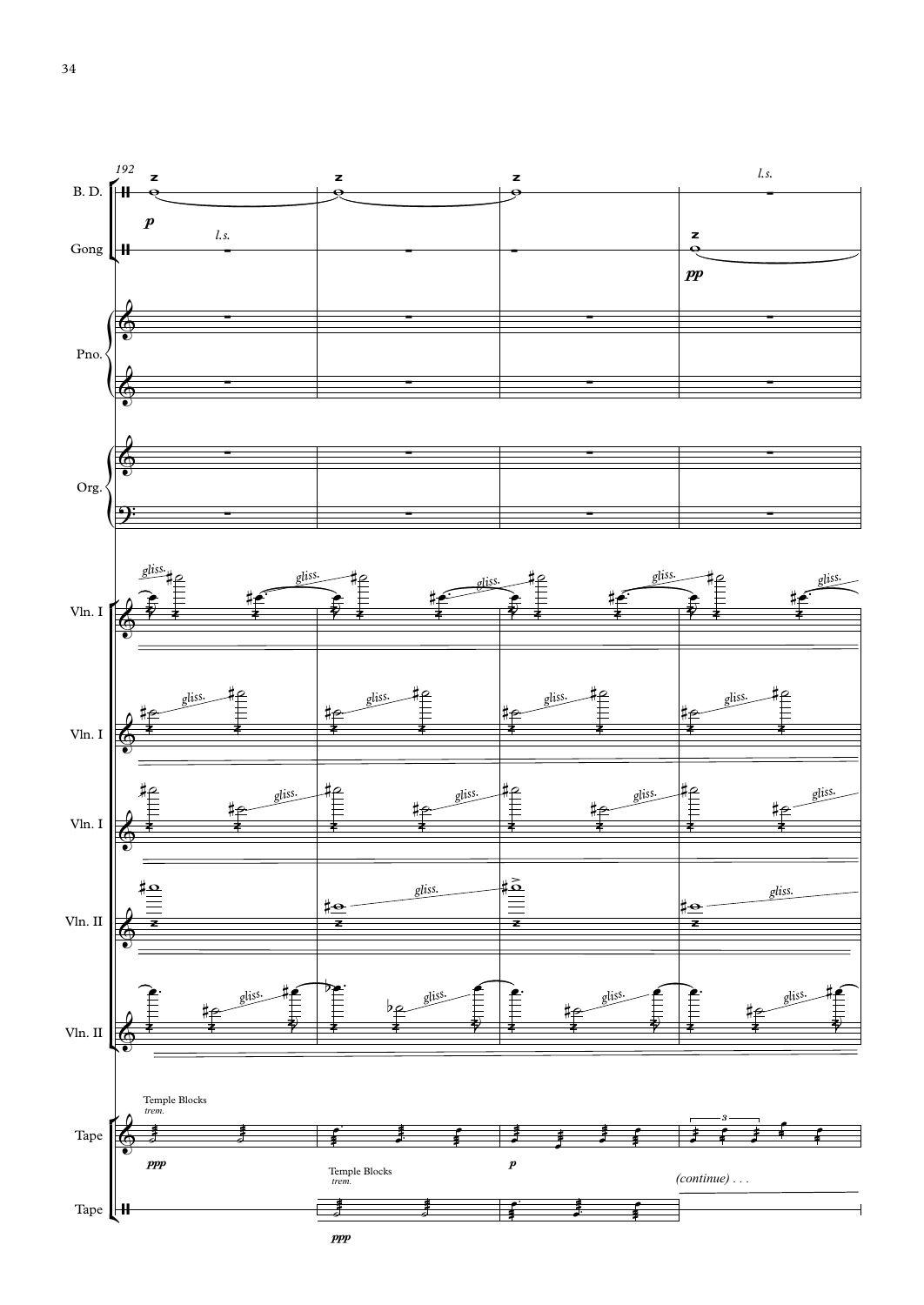192

B. D.

*p*

*l.s.*

Gong

*l.s.*

*pp*

Pno.

Org.

Vln. I

*gliss.*

Vln. I

*gliss.*

Vln. I

*gliss.*

Vln. II

*gliss.*

Vln. II

*gliss.*

Tape

Temple Blocks
*trem.*

*ppp*

*p*

*(continue) . . .*

Tape

Temple Blocks
*trem.*

*ppp*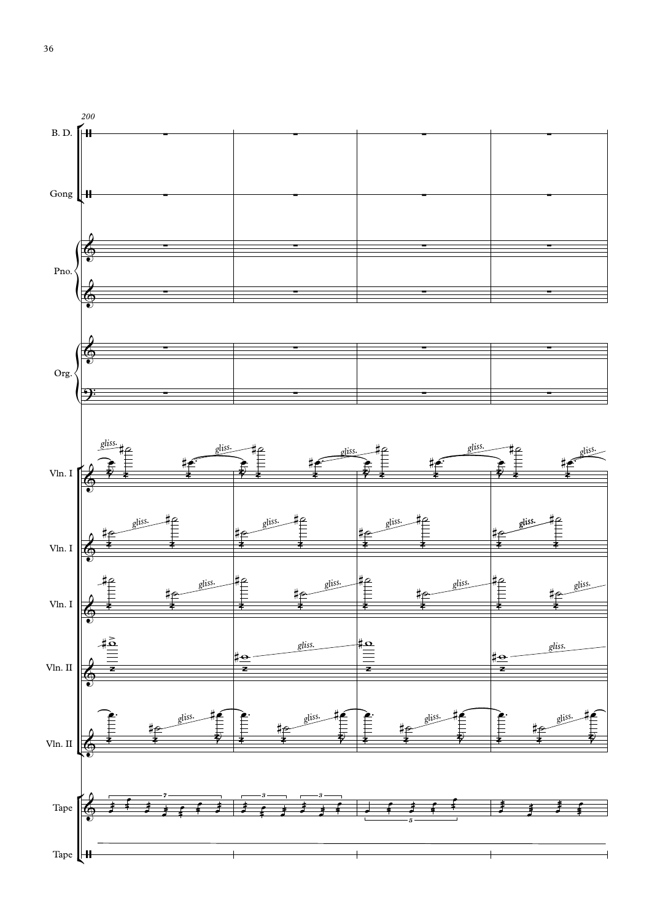200

B. D.

Gong

Pno.

Org.

Vln. I

Vln. I

Vln. I

Vln. II

Vln. II

Tape

Tape

*gliss.*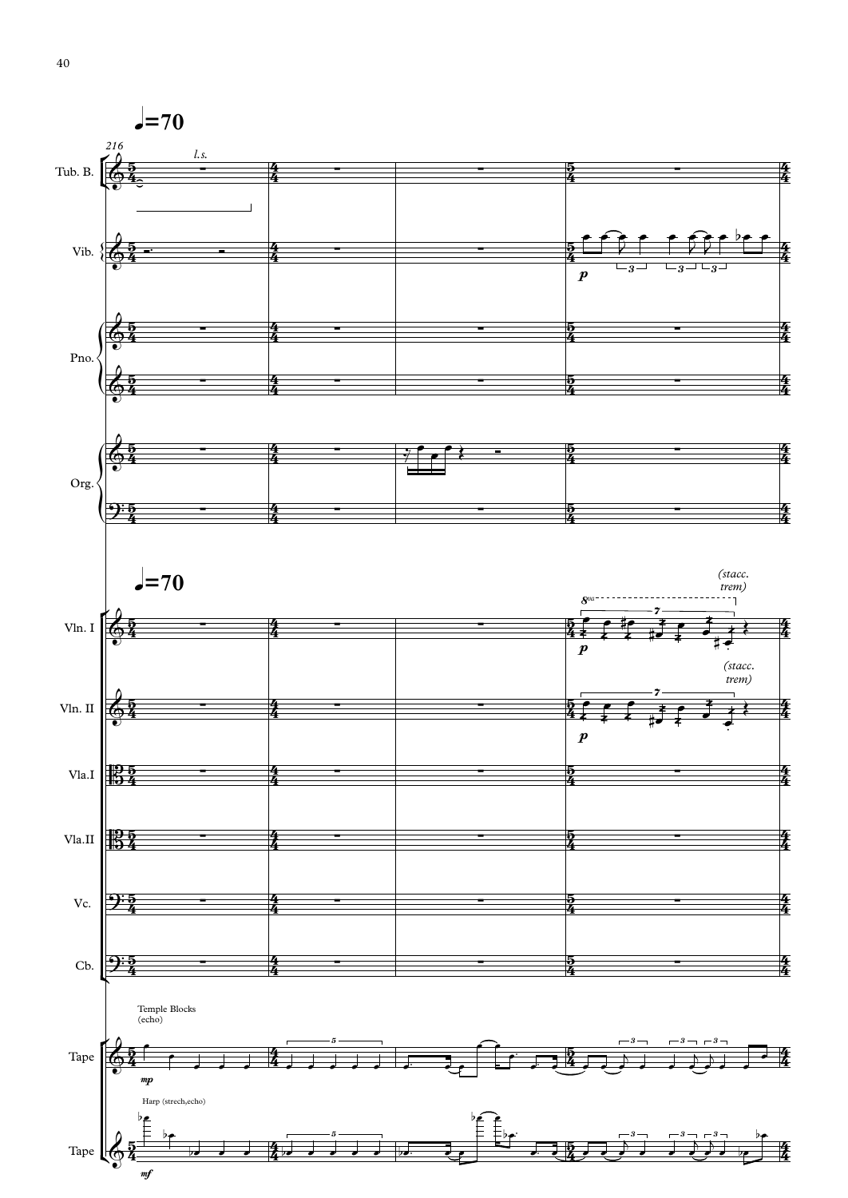♩=70

216

Tub. B. — *l.s.*

Vib. — *p*

Pno.

Org.

♩=70

Vln. I — *p* — *(stacc. trem)*

Vln. II — *p* — *(stacc. trem)*

Vla.I

Vla.II

Vc.

Cb.

Tape — Temple Blocks (echo) — *mp*

Tape — Harp (strech,echo) — *mf*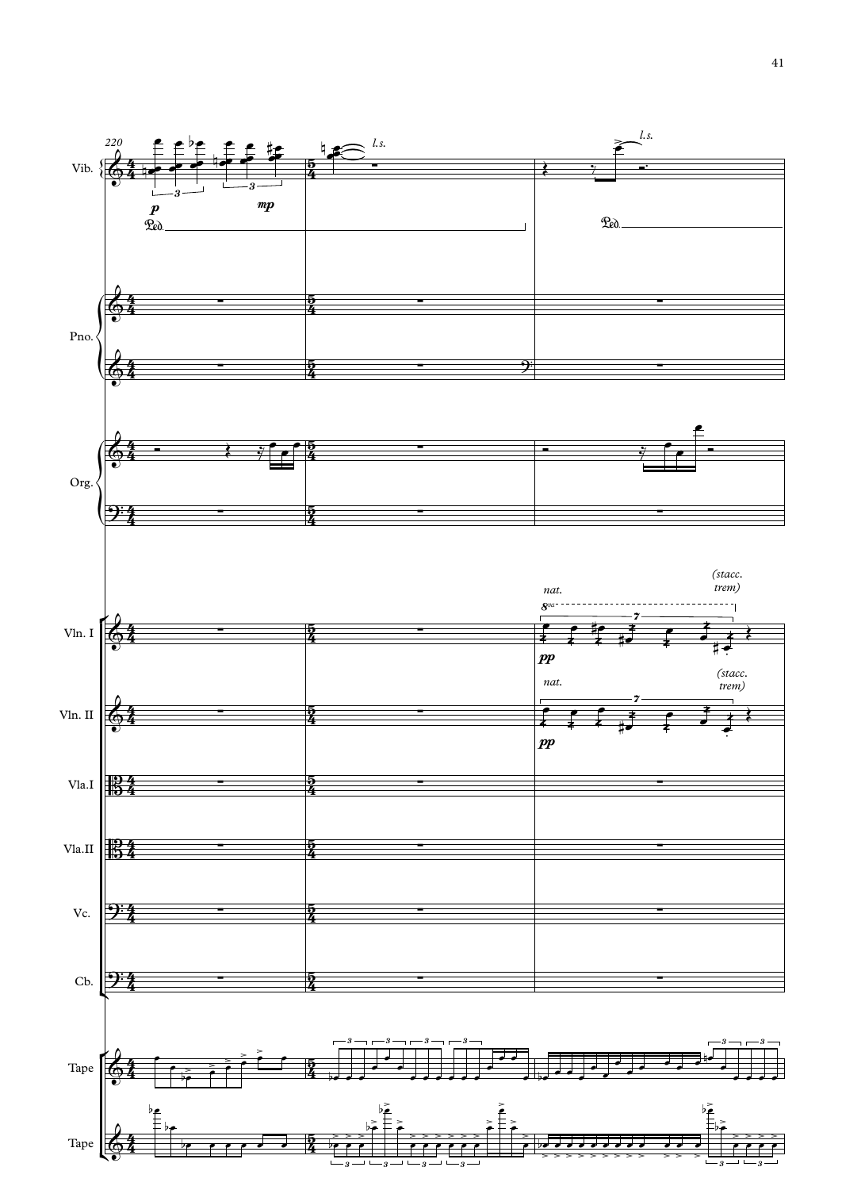Vib.

Pno.

Org.

Vln. I

Vln. II

Vla.I

Vla.II

Vc.

Cb.

Tape

Tape

*l.s.*

*l.s.*

*nat.*

*(stacc. trem)*

*nat.*

*(stacc. trem)*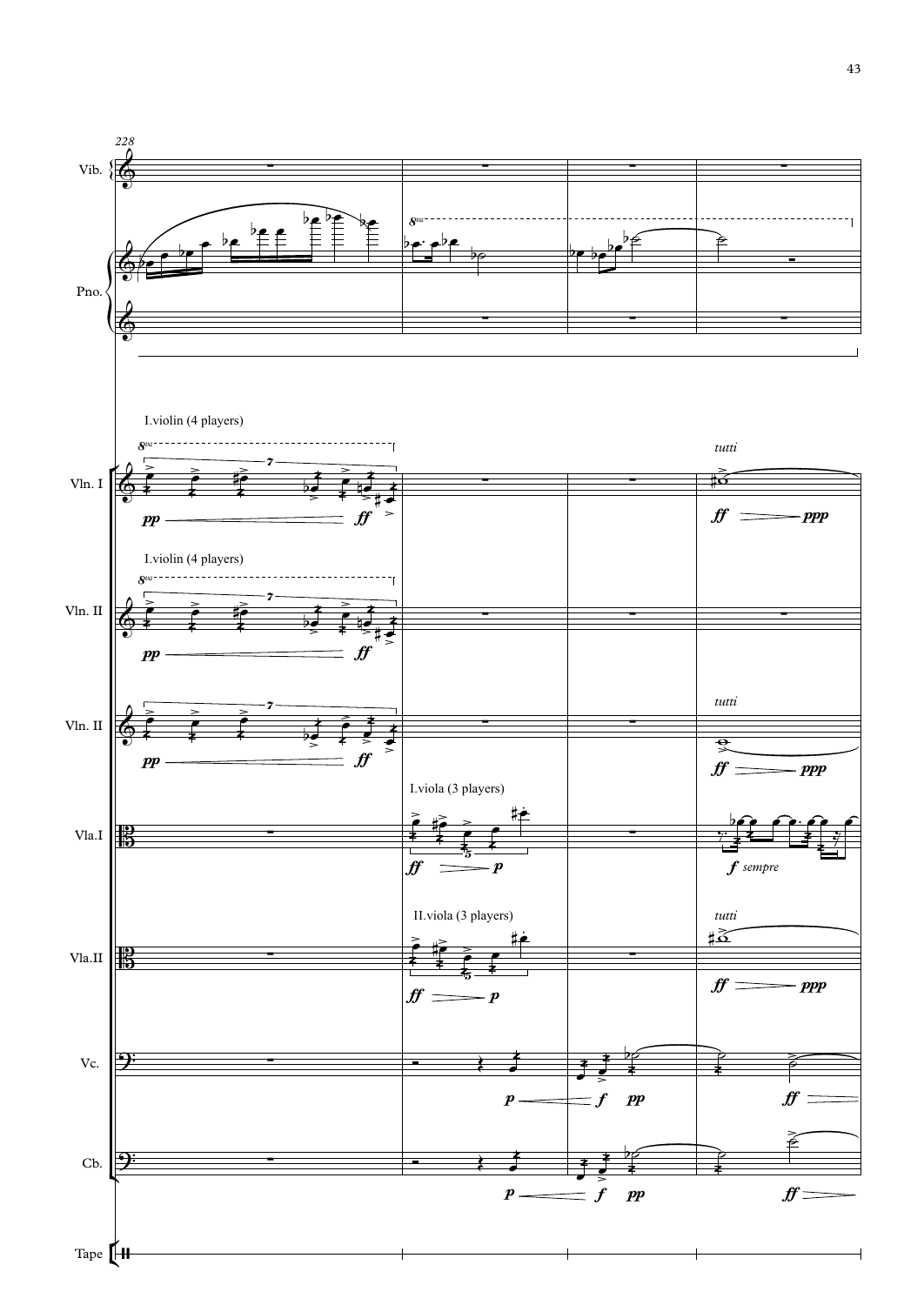228

Vib.

Pno.

I.violin (4 players)

Vln. I

*pp* *ff*

*tutti*

*ff* *ppp*

I.violin (4 players)

Vln. II

*pp* *ff*

Vln. II

*pp* *ff*

*tutti*

*ff* *ppp*

I.viola (3 players)

Vla.I

*ff* *p*

*f sempre*

II.viola (3 players)

Vla.II

*ff* *p*

*tutti*

*ff* *ppp*

Vc.

*p* *f* *pp*

*ff*

Cb.

*p* *f* *pp*

*ff*

Tape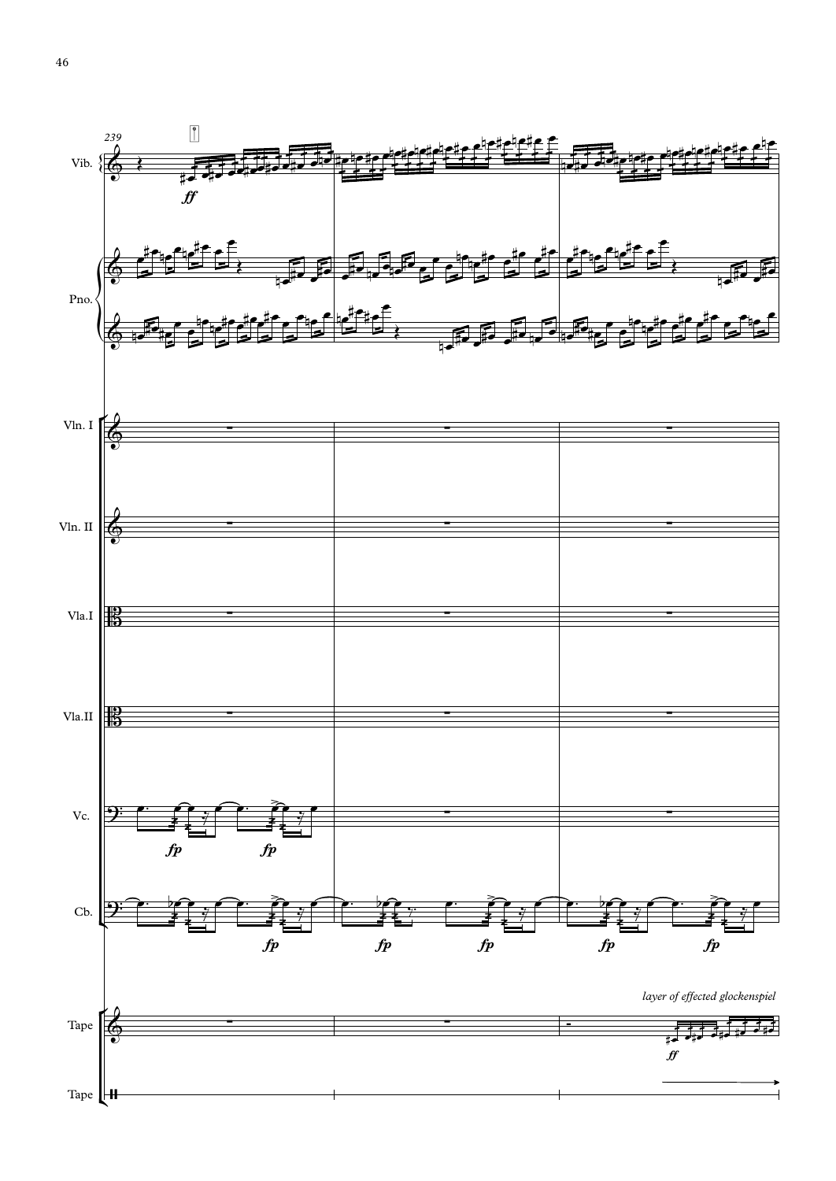239

Vib.

*ff*

Pno.

Vln. I

Vln. II

Vla.I

Vla.II

Vc.

*fp* *fp*

Cb.

*fp* *fp* *fp* *fp* *fp*

*layer of effected glockenspiel*

Tape

*ff*

Tape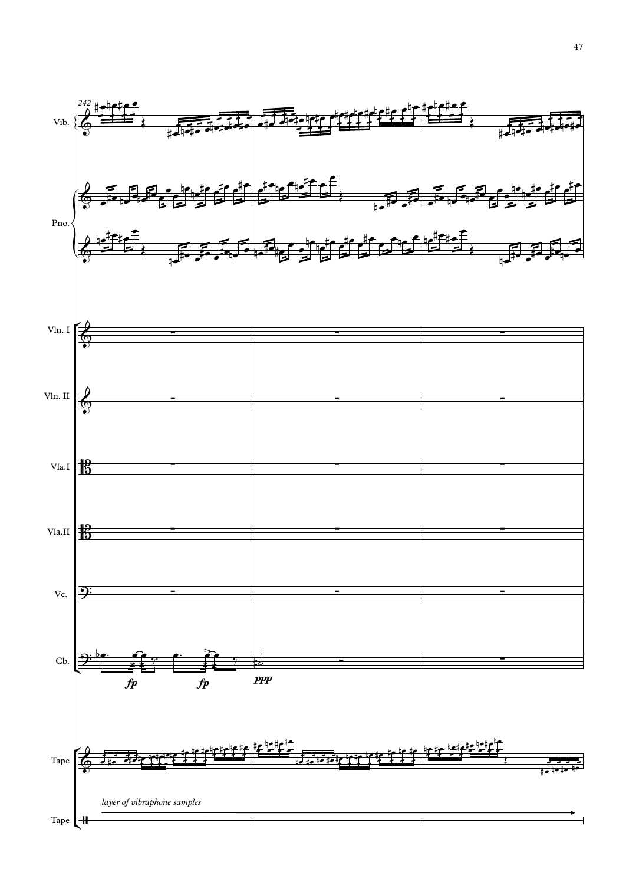242

Vib.

Pno.

Vln. I

Vln. II

Vla.I

Vla.II

Vc.

Cb.

*fp* *fp* *ppp*

Tape

*layer of vibraphone samples*

Tape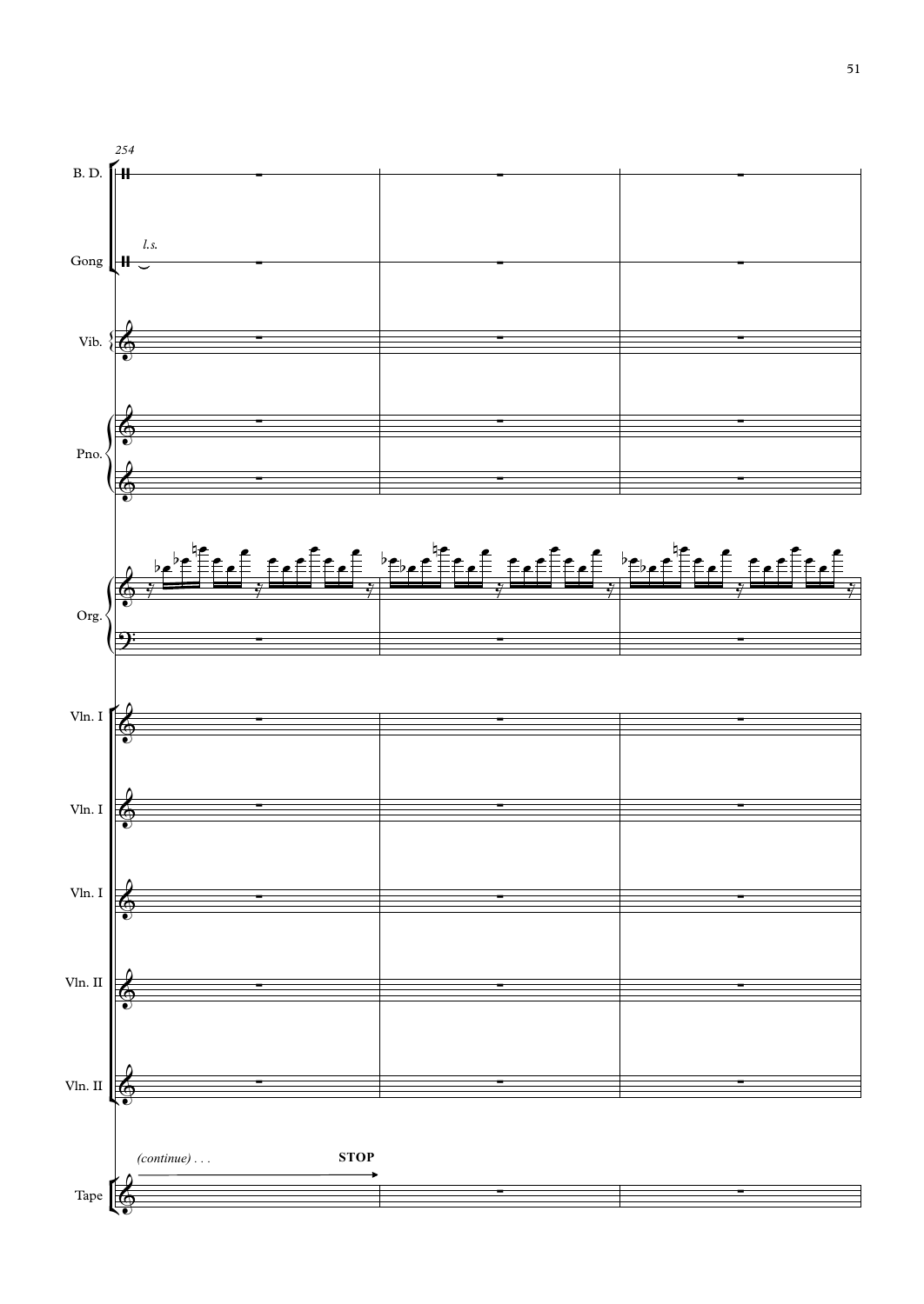254

B. D.

Gong

*l.s.*

Vib.

Pno.

Org.

Vln. I

Vln. I

Vln. I

Vln. II

Vln. II

Tape

*(continue) . . .* **STOP**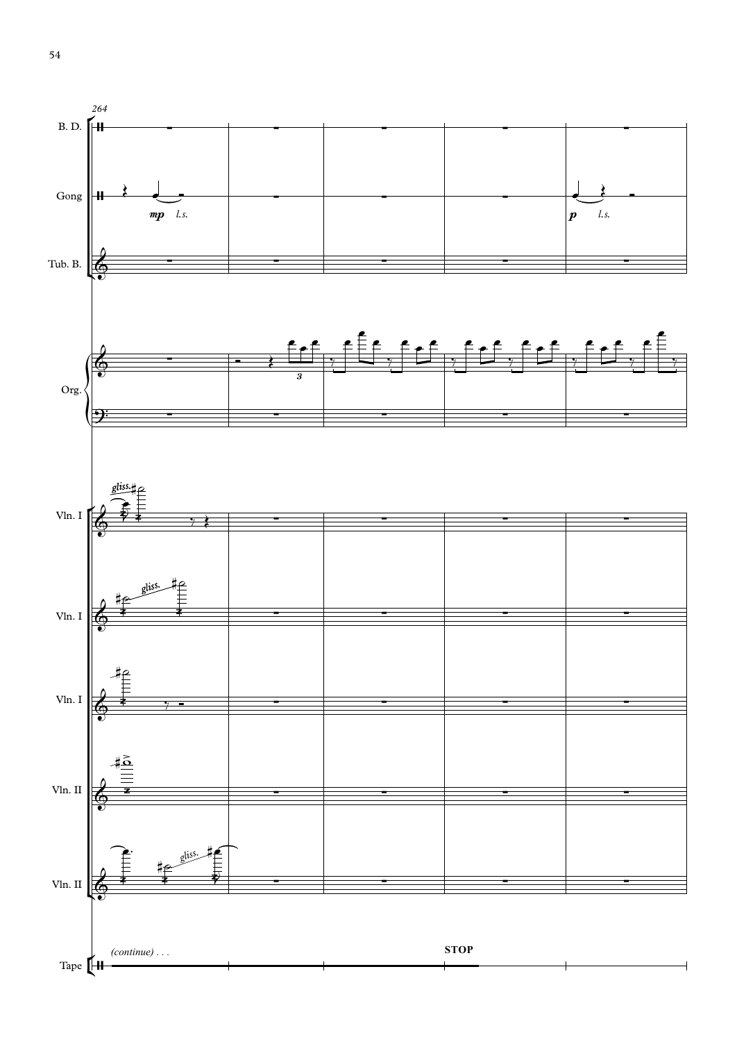264

B. D.

Gong

*mp* *l.s.*

*p* *l.s.*

Tub. B.

Org.

Vln. I

*gliss.*

Vln. I

*gliss.*

Vln. I

Vln. II

Vln. II

*gliss.*

Tape

*(continue) . . .*

**STOP**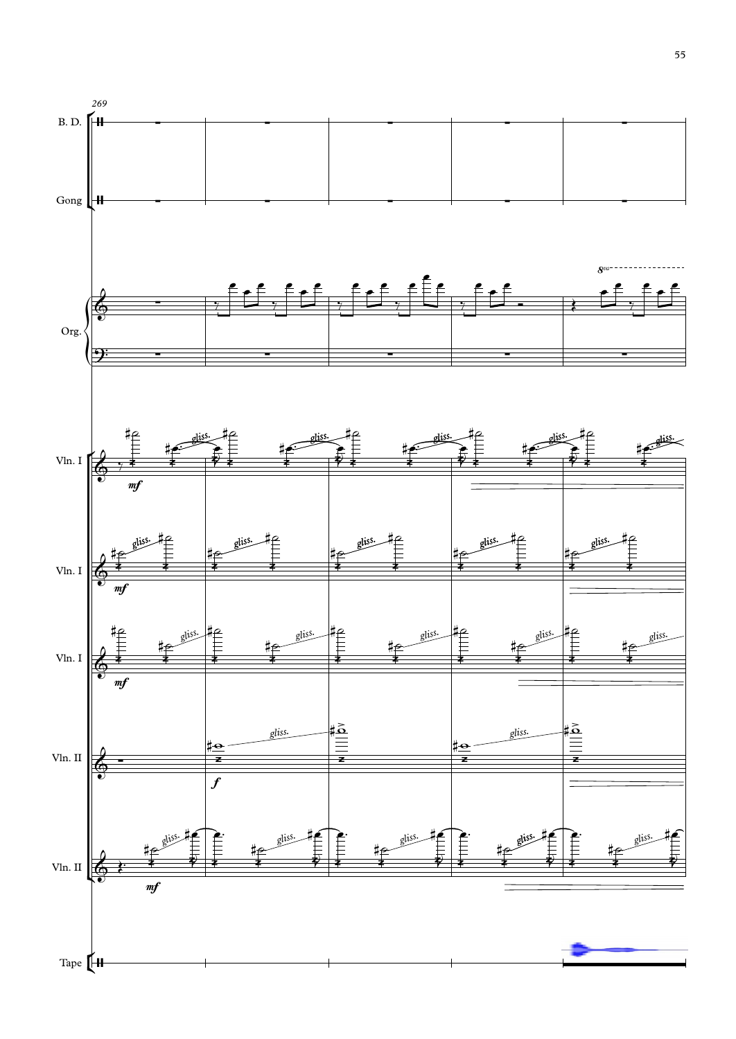269

B. D.

Gong

Org.

Vln. I

Vln. I

Vln. I

Vln. II

Vln. II

Tape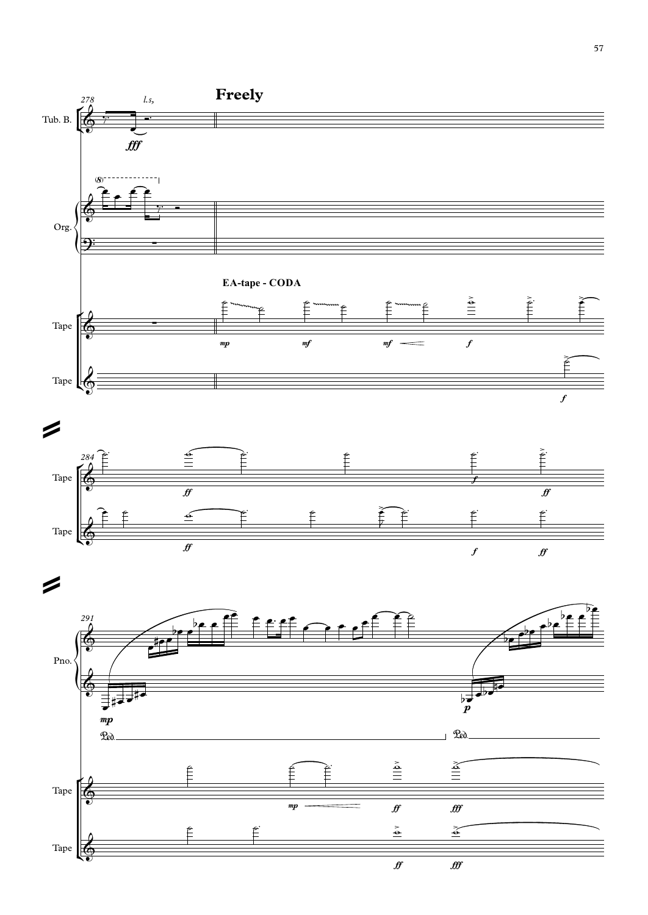**Freely**

EA-tape - CODA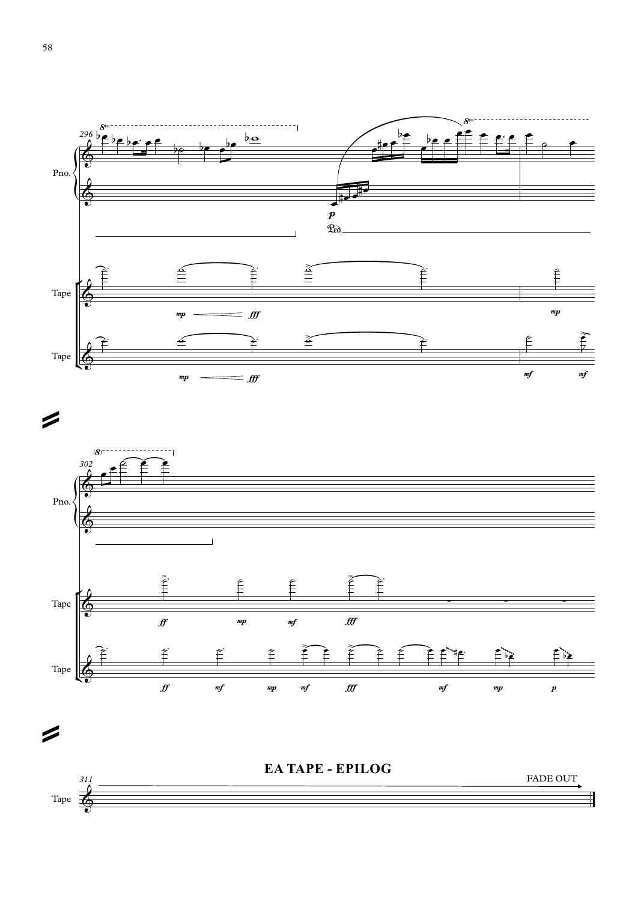**EA TAPE - EPILOG**

FADE OUT